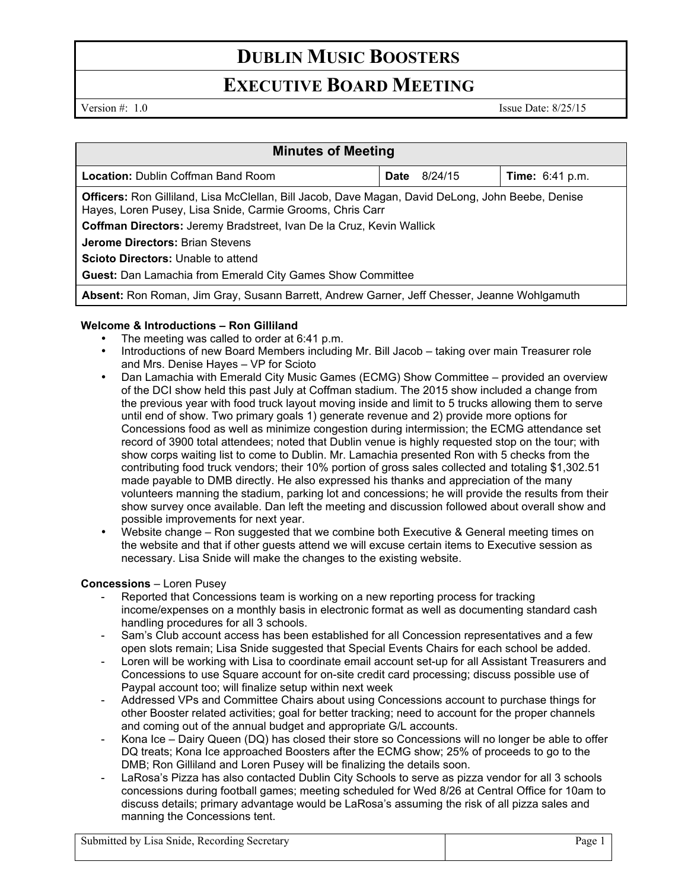# Dublin Music Boosters

## Executive Board Meeting

Version #: 1.0 Issue Date: 8/25/15

| Minutes of Meeting | | |
|---|---|---|
| **Location:** Dublin Coffman Band Room | **Date** 8/24/15 | **Time:** 6:41 p.m. |
| **Officers:** Ron Gilliland, Lisa McClellan, Bill Jacob, Dave Magan, David DeLong, John Beebe, Denise Hayes, Loren Pusey, Lisa Snide, Carmie Grooms, Chris Carr<br>**Coffman Directors:** Jeremy Bradstreet, Ivan De la Cruz, Kevin Wallick<br>**Jerome Directors:** Brian Stevens<br>**Scioto Directors:** Unable to attend<br>**Guest:** Dan Lamachia from Emerald City Games Show Committee | | |
| **Absent:** Ron Roman, Jim Gray, Susann Barrett, Andrew Garner, Jeff Chesser, Jeanne Wohlgamuth | | |

**Welcome & Introductions – Ron Gilliland**

- The meeting was called to order at 6:41 p.m.
- Introductions of new Board Members including Mr. Bill Jacob – taking over main Treasurer role and Mrs. Denise Hayes – VP for Scioto
- Dan Lamachia with Emerald City Music Games (ECMG) Show Committee – provided an overview of the DCI show held this past July at Coffman stadium. The 2015 show included a change from the previous year with food truck layout moving inside and limit to 5 trucks allowing them to serve until end of show. Two primary goals 1) generate revenue and 2) provide more options for Concessions food as well as minimize congestion during intermission; the ECMG attendance set record of 3900 total attendees; noted that Dublin venue is highly requested stop on the tour; with show corps waiting list to come to Dublin. Mr. Lamachia presented Ron with 5 checks from the contributing food truck vendors; their 10% portion of gross sales collected and totaling $1,302.51 made payable to DMB directly. He also expressed his thanks and appreciation of the many volunteers manning the stadium, parking lot and concessions; he will provide the results from their show survey once available. Dan left the meeting and discussion followed about overall show and possible improvements for next year.
- Website change – Ron suggested that we combine both Executive & General meeting times on the website and that if other guests attend we will excuse certain items to Executive session as necessary. Lisa Snide will make the changes to the existing website.

**Concessions** – Loren Pusey

- Reported that Concessions team is working on a new reporting process for tracking income/expenses on a monthly basis in electronic format as well as documenting standard cash handling procedures for all 3 schools.
- Sam's Club account access has been established for all Concession representatives and a few open slots remain; Lisa Snide suggested that Special Events Chairs for each school be added.
- Loren will be working with Lisa to coordinate email account set-up for all Assistant Treasurers and Concessions to use Square account for on-site credit card processing; discuss possible use of Paypal account too; will finalize setup within next week
- Addressed VPs and Committee Chairs about using Concessions account to purchase things for other Booster related activities; goal for better tracking; need to account for the proper channels and coming out of the annual budget and appropriate G/L accounts.
- Kona Ice – Dairy Queen (DQ) has closed their store so Concessions will no longer be able to offer DQ treats; Kona Ice approached Boosters after the ECMG show; 25% of proceeds to go to the DMB; Ron Gilliland and Loren Pusey will be finalizing the details soon.
- LaRosa's Pizza has also contacted Dublin City Schools to serve as pizza vendor for all 3 schools concessions during football games; meeting scheduled for Wed 8/26 at Central Office for 10am to discuss details; primary advantage would be LaRosa's assuming the risk of all pizza sales and manning the Concessions tent.

Submitted by Lisa Snide, Recording Secretary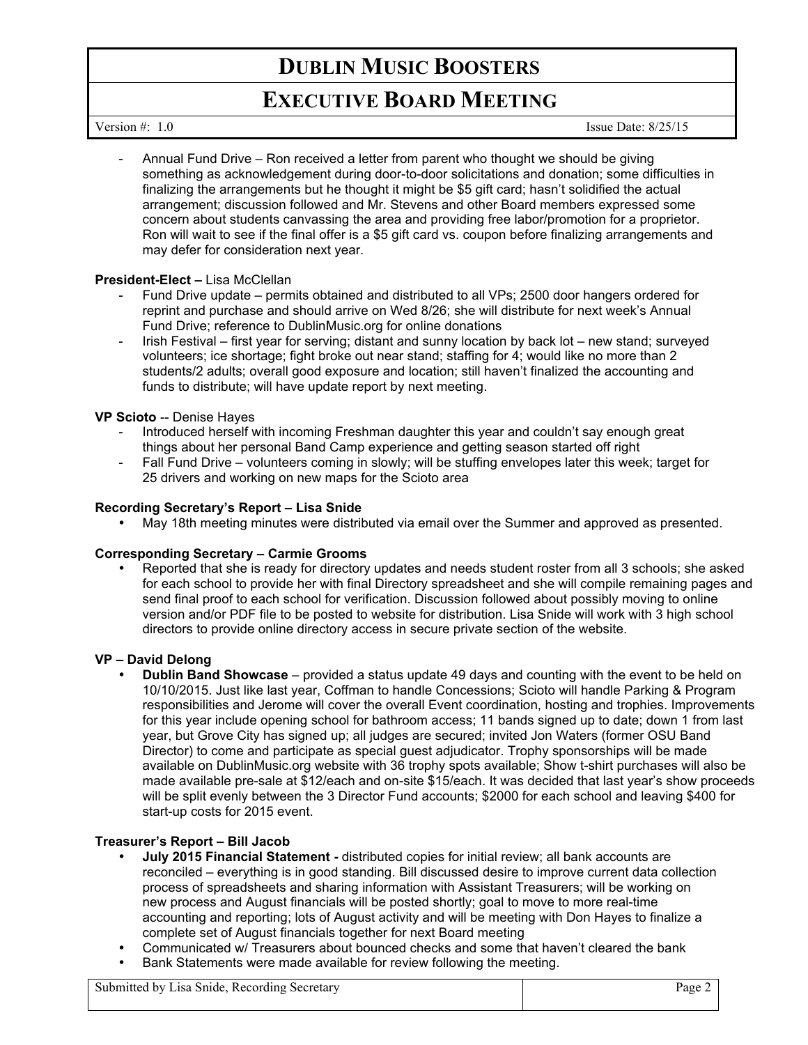- Annual Fund Drive – Ron received a letter from parent who thought we should be giving something as acknowledgement during door-to-door solicitations and donation; some difficulties in finalizing the arrangements but he thought it might be $5 gift card; hasn't solidified the actual arrangement; discussion followed and Mr. Stevens and other Board members expressed some concern about students canvassing the area and providing free labor/promotion for a proprietor. Ron will wait to see if the final offer is a $5 gift card vs. coupon before finalizing arrangements and may defer for consideration next year.

**President-Elect –** Lisa McClellan

- Fund Drive update – permits obtained and distributed to all VPs; 2500 door hangers ordered for reprint and purchase and should arrive on Wed 8/26; she will distribute for next week's Annual Fund Drive; reference to DublinMusic.org for online donations
- Irish Festival – first year for serving; distant and sunny location by back lot – new stand; surveyed volunteers; ice shortage; fight broke out near stand; staffing for 4; would like no more than 2 students/2 adults; overall good exposure and location; still haven't finalized the accounting and funds to distribute; will have update report by next meeting.

**VP Scioto** -- Denise Hayes

- Introduced herself with incoming Freshman daughter this year and couldn't say enough great things about her personal Band Camp experience and getting season started off right
- Fall Fund Drive – volunteers coming in slowly; will be stuffing envelopes later this week; target for 25 drivers and working on new maps for the Scioto area

**Recording Secretary's Report – Lisa Snide**

- May 18th meeting minutes were distributed via email over the Summer and approved as presented.

**Corresponding Secretary – Carmie Grooms**

- Reported that she is ready for directory updates and needs student roster from all 3 schools; she asked for each school to provide her with final Directory spreadsheet and she will compile remaining pages and send final proof to each school for verification. Discussion followed about possibly moving to online version and/or PDF file to be posted to website for distribution. Lisa Snide will work with 3 high school directors to provide online directory access in secure private section of the website.

**VP – David Delong**

- **Dublin Band Showcase** – provided a status update 49 days and counting with the event to be held on 10/10/2015. Just like last year, Coffman to handle Concessions; Scioto will handle Parking & Program responsibilities and Jerome will cover the overall Event coordination, hosting and trophies. Improvements for this year include opening school for bathroom access; 11 bands signed up to date; down 1 from last year, but Grove City has signed up; all judges are secured; invited Jon Waters (former OSU Band Director) to come and participate as special guest adjudicator. Trophy sponsorships will be made available on DublinMusic.org website with 36 trophy spots available; Show t-shirt purchases will also be made available pre-sale at $12/each and on-site $15/each. It was decided that last year's show proceeds will be split evenly between the 3 Director Fund accounts; $2000 for each school and leaving $400 for start-up costs for 2015 event.

**Treasurer's Report – Bill Jacob**

- **July 2015 Financial Statement -** distributed copies for initial review; all bank accounts are reconciled – everything is in good standing. Bill discussed desire to improve current data collection process of spreadsheets and sharing information with Assistant Treasurers; will be working on new process and August financials will be posted shortly; goal to move to more real-time accounting and reporting; lots of August activity and will be meeting with Don Hayes to finalize a complete set of August financials together for next Board meeting
- Communicated w/ Treasurers about bounced checks and some that haven't cleared the bank
- Bank Statements were made available for review following the meeting.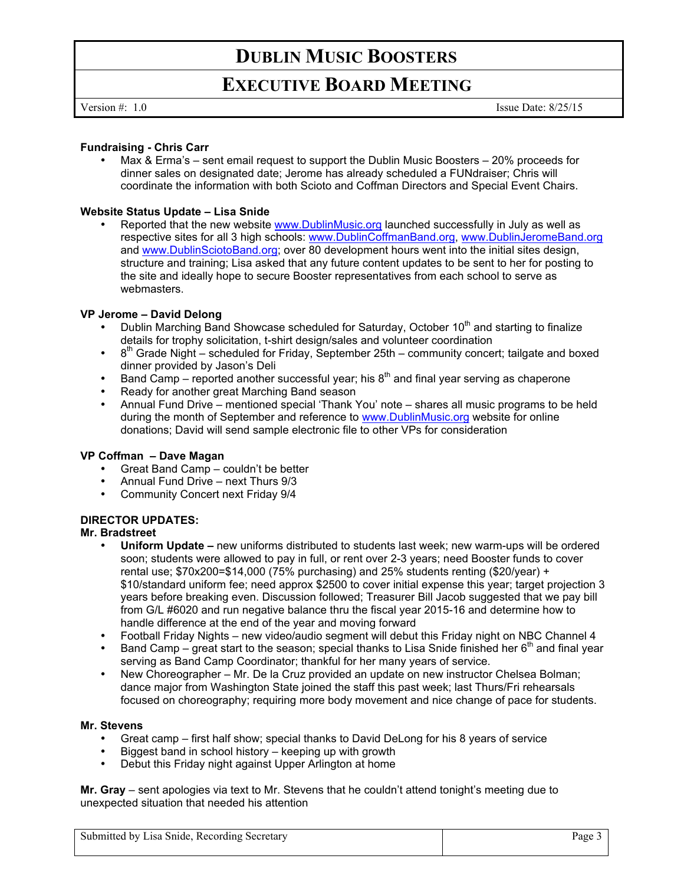# DUBLIN MUSIC BOOSTERS

## EXECUTIVE BOARD MEETING

Version #: 1.0 Issue Date: 8/25/15

**Fundraising - Chris Carr**

- Max & Erma's – sent email request to support the Dublin Music Boosters – 20% proceeds for dinner sales on designated date; Jerome has already scheduled a FUNdraiser; Chris will coordinate the information with both Scioto and Coffman Directors and Special Event Chairs.

**Website Status Update – Lisa Snide**

- Reported that the new website www.DublinMusic.org launched successfully in July as well as respective sites for all 3 high schools: www.DublinCoffmanBand.org, www.DublinJeromeBand.org and www.DublinSciotoBand.org; over 80 development hours went into the initial sites design, structure and training; Lisa asked that any future content updates to be sent to her for posting to the site and ideally hope to secure Booster representatives from each school to serve as webmasters.

**VP Jerome – David Delong**

- Dublin Marching Band Showcase scheduled for Saturday, October 10th and starting to finalize details for trophy solicitation, t-shirt design/sales and volunteer coordination
- 8th Grade Night – scheduled for Friday, September 25th – community concert; tailgate and boxed dinner provided by Jason's Deli
- Band Camp – reported another successful year; his 8th and final year serving as chaperone
- Ready for another great Marching Band season
- Annual Fund Drive – mentioned special 'Thank You' note – shares all music programs to be held during the month of September and reference to www.DublinMusic.org website for online donations; David will send sample electronic file to other VPs for consideration

**VP Coffman – Dave Magan**

- Great Band Camp – couldn't be better
- Annual Fund Drive – next Thurs 9/3
- Community Concert next Friday 9/4

**DIRECTOR UPDATES:**

**Mr. Bradstreet**

- **Uniform Update –** new uniforms distributed to students last week; new warm-ups will be ordered soon; students were allowed to pay in full, or rent over 2-3 years; need Booster funds to cover rental use; $70x200=$14,000 (75% purchasing) and 25% students renting ($20/year) + $10/standard uniform fee; need approx $2500 to cover initial expense this year; target projection 3 years before breaking even. Discussion followed; Treasurer Bill Jacob suggested that we pay bill from G/L #6020 and run negative balance thru the fiscal year 2015-16 and determine how to handle difference at the end of the year and moving forward
- Football Friday Nights – new video/audio segment will debut this Friday night on NBC Channel 4
- Band Camp – great start to the season; special thanks to Lisa Snide finished her 6th and final year serving as Band Camp Coordinator; thankful for her many years of service.
- New Choreographer – Mr. De la Cruz provided an update on new instructor Chelsea Bolman; dance major from Washington State joined the staff this past week; last Thurs/Fri rehearsals focused on choreography; requiring more body movement and nice change of pace for students.

**Mr. Stevens**

- Great camp – first half show; special thanks to David DeLong for his 8 years of service
- Biggest band in school history – keeping up with growth
- Debut this Friday night against Upper Arlington at home

**Mr. Gray** – sent apologies via text to Mr. Stevens that he couldn't attend tonight's meeting due to unexpected situation that needed his attention

Submitted by Lisa Snide, Recording Secretary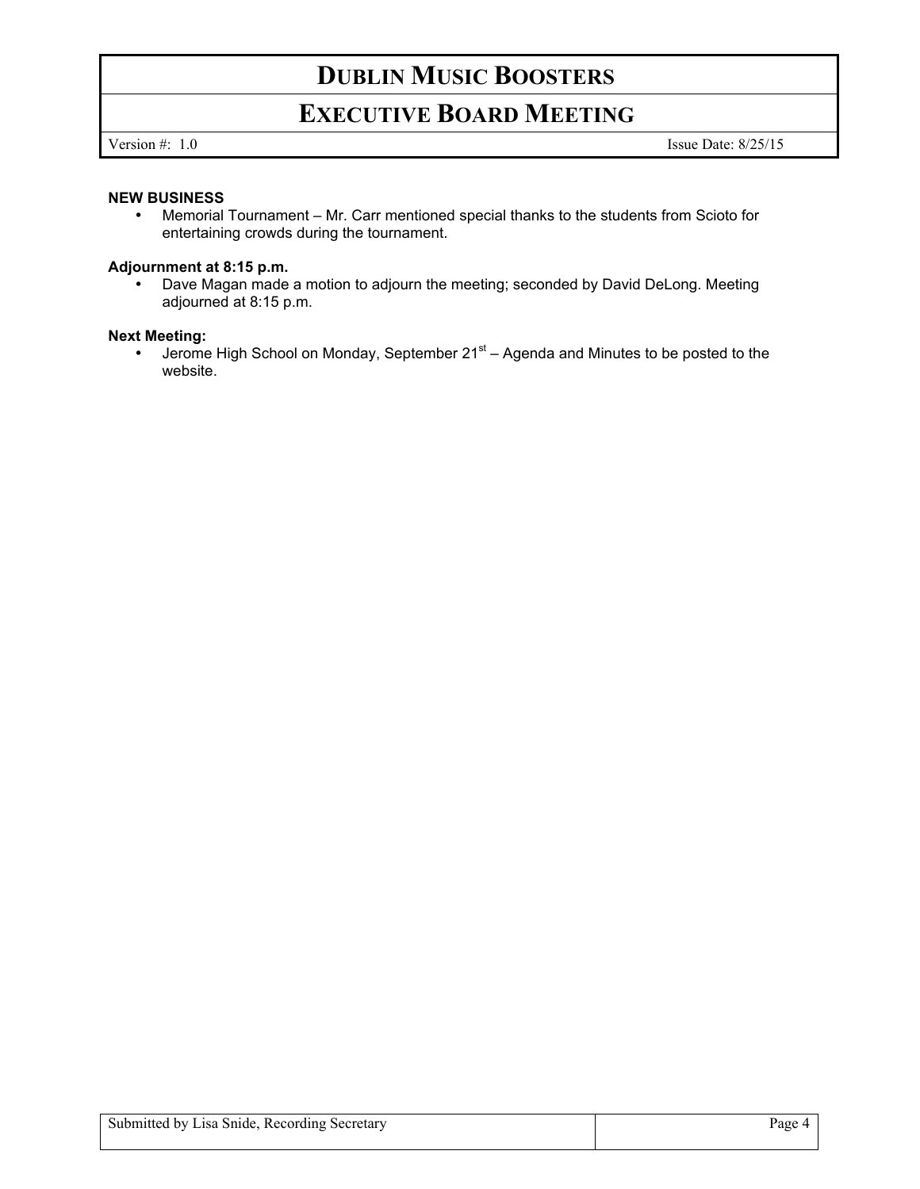**NEW BUSINESS**

- Memorial Tournament – Mr. Carr mentioned special thanks to the students from Scioto for entertaining crowds during the tournament.

**Adjournment at 8:15 p.m.**

- Dave Magan made a motion to adjourn the meeting; seconded by David DeLong. Meeting adjourned at 8:15 p.m.

**Next Meeting:**

- Jerome High School on Monday, September 21st – Agenda and Minutes to be posted to the website.

Submitted by Lisa Snide, Recording Secretary